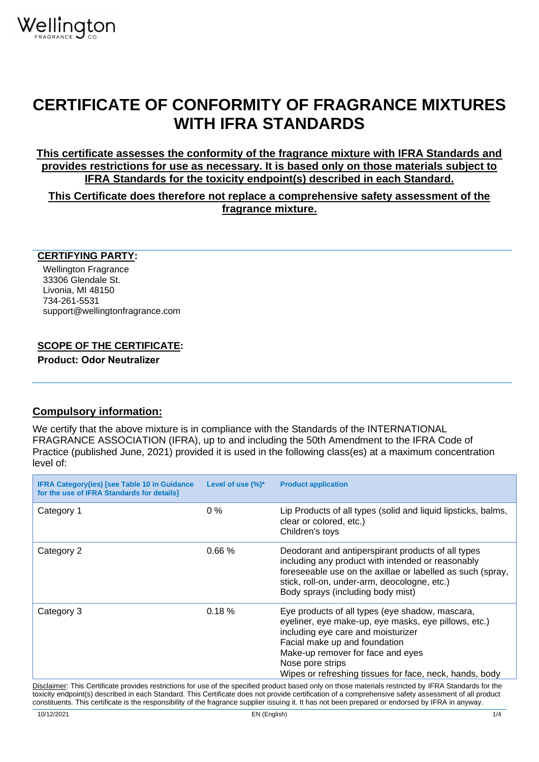# CERTIFICATE OF CONFORMITY OF FRAGRANCE MIXTURES WITH IFRA STANDARDS

**This certificate assesses the conformity of the fragrance mixture with IFRA Standards and provides restrictions for use as necessary. It is based only on those materials subject to IFRA Standards for the toxicity endpoint(s) described in each Standard.**

**This Certificate does therefore not replace a comprehensive safety assessment of the fragrance mixture.**

## CERTIFYING PARTY:

Wellington Fragrance
33306 Glendale St.
Livonia, MI 48150
734-261-5531
support@wellingtonfragrance.com

## SCOPE OF THE CERTIFICATE:

**Product: Odor Neutralizer**

## Compulsory information:

We certify that the above mixture is in compliance with the Standards of the INTERNATIONAL FRAGRANCE ASSOCIATION (IFRA), up to and including the 50th Amendment to the IFRA Code of Practice (published June, 2021) provided it is used in the following class(es) at a maximum concentration level of:

| IFRA Category(ies) [see Table 10 in Guidance for the use of IFRA Standards for details] | Level of use (%)* | Product application |
|---|---|---|
| Category 1 | 0 % | Lip Products of all types (solid and liquid lipsticks, balms, clear or colored, etc.)<br>Children's toys |
| Category 2 | 0.66 % | Deodorant and antiperspirant products of all types including any product with intended or reasonably foreseeable use on the axillae or labelled as such (spray, stick, roll-on, under-arm, deocologne, etc.)<br>Body sprays (including body mist) |
| Category 3 | 0.18 % | Eye products of all types (eye shadow, mascara, eyeliner, eye make-up, eye masks, eye pillows, etc.) including eye care and moisturizer<br>Facial make up and foundation<br>Make-up remover for face and eyes<br>Nose pore strips<br>Wipes or refreshing tissues for face, neck, hands, body |

Disclaimer: This Certificate provides restrictions for use of the specified product based only on those materials restricted by IFRA Standards for the toxicity endpoint(s) described in each Standard. This Certificate does not provide certification of a comprehensive safety assessment of all product constituents. This certificate is the responsibility of the fragrance supplier issuing it. It has not been prepared or endorsed by IFRA in anyway.

10/12/2021 EN (English)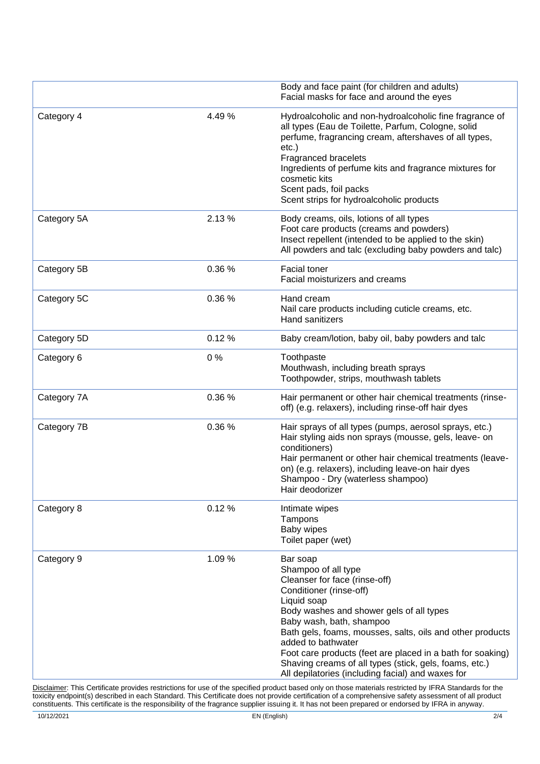| | | |
|---|---|---|
| | | Body and face paint (for children and adults)<br>Facial masks for face and around the eyes |
| Category 4 | 4.49 % | Hydroalcoholic and non-hydroalcoholic fine fragrance of all types (Eau de Toilette, Parfum, Cologne, solid perfume, fragrancing cream, aftershaves of all types, etc.)<br>Fragranced bracelets<br>Ingredients of perfume kits and fragrance mixtures for cosmetic kits<br>Scent pads, foil packs<br>Scent strips for hydroalcoholic products |
| Category 5A | 2.13 % | Body creams, oils, lotions of all types<br>Foot care products (creams and powders)<br>Insect repellent (intended to be applied to the skin)<br>All powders and talc (excluding baby powders and talc) |
| Category 5B | 0.36 % | Facial toner<br>Facial moisturizers and creams |
| Category 5C | 0.36 % | Hand cream<br>Nail care products including cuticle creams, etc.<br>Hand sanitizers |
| Category 5D | 0.12 % | Baby cream/lotion, baby oil, baby powders and talc |
| Category 6 | 0 % | Toothpaste<br>Mouthwash, including breath sprays<br>Toothpowder, strips, mouthwash tablets |
| Category 7A | 0.36 % | Hair permanent or other hair chemical treatments (rinse-off) (e.g. relaxers), including rinse-off hair dyes |
| Category 7B | 0.36 % | Hair sprays of all types (pumps, aerosol sprays, etc.)<br>Hair styling aids non sprays (mousse, gels, leave- on conditioners)<br>Hair permanent or other hair chemical treatments (leave-on) (e.g. relaxers), including leave-on hair dyes<br>Shampoo - Dry (waterless shampoo)<br>Hair deodorizer |
| Category 8 | 0.12 % | Intimate wipes<br>Tampons<br>Baby wipes<br>Toilet paper (wet) |
| Category 9 | 1.09 % | Bar soap<br>Shampoo of all type<br>Cleanser for face (rinse-off)<br>Conditioner (rinse-off)<br>Liquid soap<br>Body washes and shower gels of all types<br>Baby wash, bath, shampoo<br>Bath gels, foams, mousses, salts, oils and other products added to bathwater<br>Foot care products (feet are placed in a bath for soaking)<br>Shaving creams of all types (stick, gels, foams, etc.)<br>All depilatories (including facial) and waxes for |

Disclaimer: This Certificate provides restrictions for use of the specified product based only on those materials restricted by IFRA Standards for the toxicity endpoint(s) described in each Standard. This Certificate does not provide certification of a comprehensive safety assessment of all product constituents. This certificate is the responsibility of the fragrance supplier issuing it. It has not been prepared or endorsed by IFRA in anyway.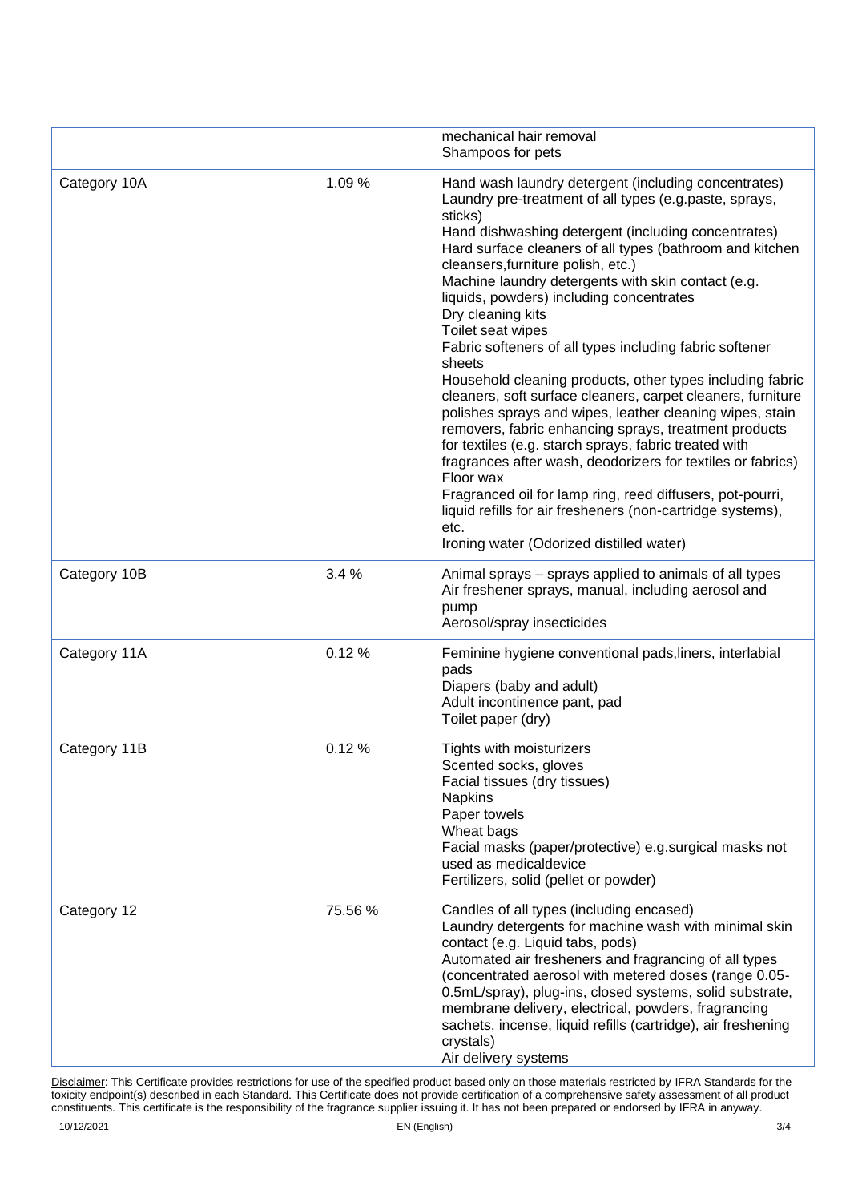| | | |
|---|---|---|
| | | mechanical hair removal<br>Shampoos for pets |
| Category 10A | 1.09 % | Hand wash laundry detergent (including concentrates)<br>Laundry pre-treatment of all types (e.g.paste, sprays, sticks)<br>Hand dishwashing detergent (including concentrates)<br>Hard surface cleaners of all types (bathroom and kitchen cleansers,furniture polish, etc.)<br>Machine laundry detergents with skin contact (e.g. liquids, powders) including concentrates<br>Dry cleaning kits<br>Toilet seat wipes<br>Fabric softeners of all types including fabric softener sheets<br>Household cleaning products, other types including fabric cleaners, soft surface cleaners, carpet cleaners, furniture polishes sprays and wipes, leather cleaning wipes, stain removers, fabric enhancing sprays, treatment products for textiles (e.g. starch sprays, fabric treated with fragrances after wash, deodorizers for textiles or fabrics)<br>Floor wax<br>Fragranced oil for lamp ring, reed diffusers, pot-pourri, liquid refills for air fresheners (non-cartridge systems), etc.<br>Ironing water (Odorized distilled water) |
| Category 10B | 3.4 % | Animal sprays – sprays applied to animals of all types<br>Air freshener sprays, manual, including aerosol and pump<br>Aerosol/spray insecticides |
| Category 11A | 0.12 % | Feminine hygiene conventional pads,liners, interlabial pads<br>Diapers (baby and adult)<br>Adult incontinence pant, pad<br>Toilet paper (dry) |
| Category 11B | 0.12 % | Tights with moisturizers<br>Scented socks, gloves<br>Facial tissues (dry tissues)<br>Napkins<br>Paper towels<br>Wheat bags<br>Facial masks (paper/protective) e.g.surgical masks not used as medicaldevice<br>Fertilizers, solid (pellet or powder) |
| Category 12 | 75.56 % | Candles of all types (including encased)<br>Laundry detergents for machine wash with minimal skin contact (e.g. Liquid tabs, pods)<br>Automated air fresheners and fragrancing of all types (concentrated aerosol with metered doses (range 0.05-0.5mL/spray), plug-ins, closed systems, solid substrate, membrane delivery, electrical, powders, fragrancing sachets, incense, liquid refills (cartridge), air freshening crystals)<br>Air delivery systems |

Disclaimer: This Certificate provides restrictions for use of the specified product based only on those materials restricted by IFRA Standards for the toxicity endpoint(s) described in each Standard. This Certificate does not provide certification of a comprehensive safety assessment of all product constituents. This certificate is the responsibility of the fragrance supplier issuing it. It has not been prepared or endorsed by IFRA in anyway.

10/12/2021 EN (English)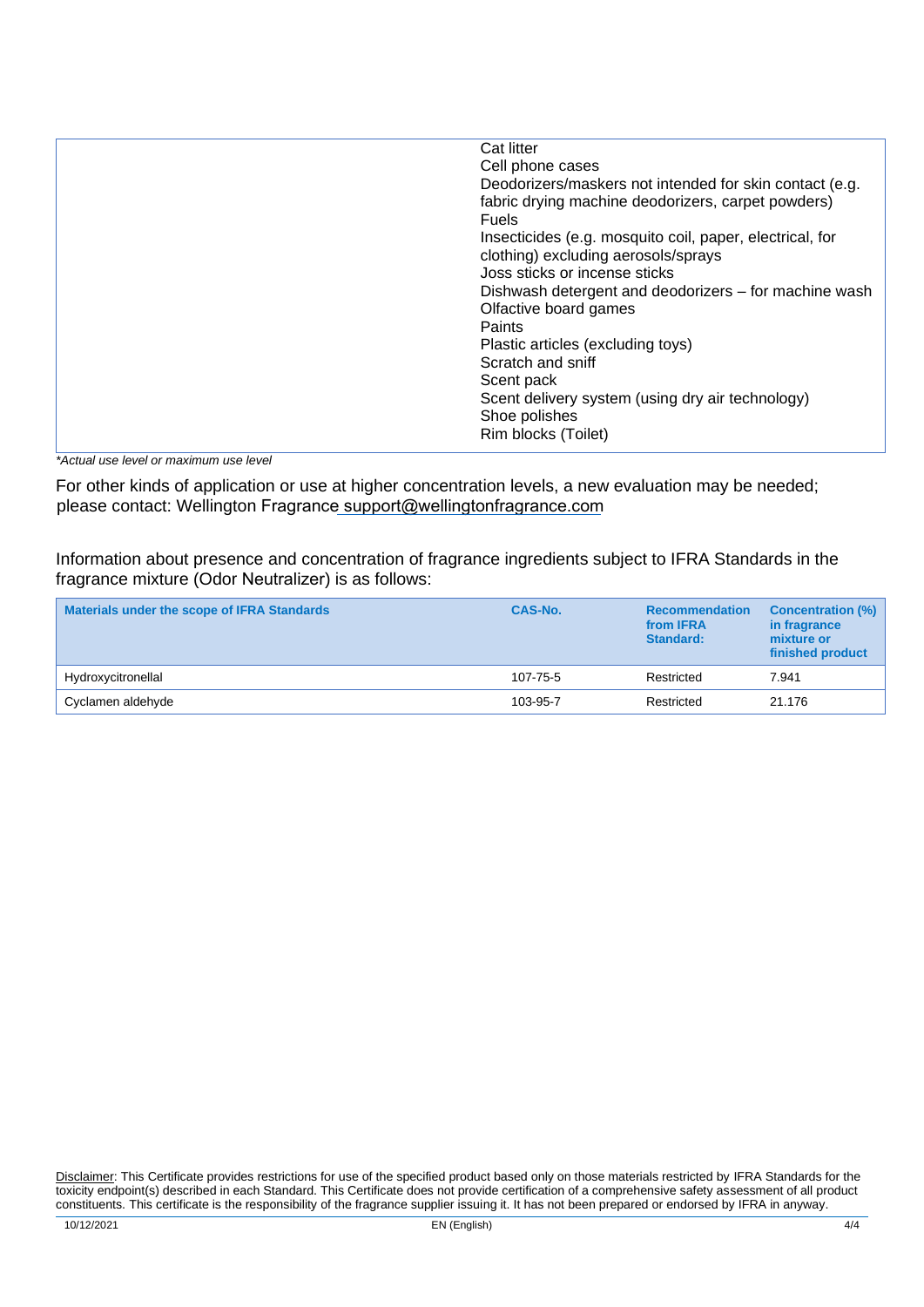| | |
|---|---|
| | Cat litter<br>Cell phone cases<br>Deodorizers/maskers not intended for skin contact (e.g. fabric drying machine deodorizers, carpet powders)<br>Fuels<br>Insecticides (e.g. mosquito coil, paper, electrical, for clothing) excluding aerosols/sprays<br>Joss sticks or incense sticks<br>Dishwash detergent and deodorizers – for machine wash<br>Olfactive board games<br>Paints<br>Plastic articles (excluding toys)<br>Scratch and sniff<br>Scent pack<br>Scent delivery system (using dry air technology)<br>Shoe polishes<br>Rim blocks (Toilet) |

*Actual use level or maximum use level*

For other kinds of application or use at higher concentration levels, a new evaluation may be needed; please contact: Wellington Fragrance support@wellingtonfragrance.com

Information about presence and concentration of fragrance ingredients subject to IFRA Standards in the fragrance mixture (Odor Neutralizer) is as follows:

| Materials under the scope of IFRA Standards | CAS-No. | Recommendation from IFRA Standard: | Concentration (%) in fragrance mixture or finished product |
|---|---|---|---|
| Hydroxycitronellal | 107-75-5 | Restricted | 7.941 |
| Cyclamen aldehyde | 103-95-7 | Restricted | 21.176 |

Disclaimer: This Certificate provides restrictions for use of the specified product based only on those materials restricted by IFRA Standards for the toxicity endpoint(s) described in each Standard. This Certificate does not provide certification of a comprehensive safety assessment of all product constituents. This certificate is the responsibility of the fragrance supplier issuing it. It has not been prepared or endorsed by IFRA in anyway.

10/12/2021 EN (English)